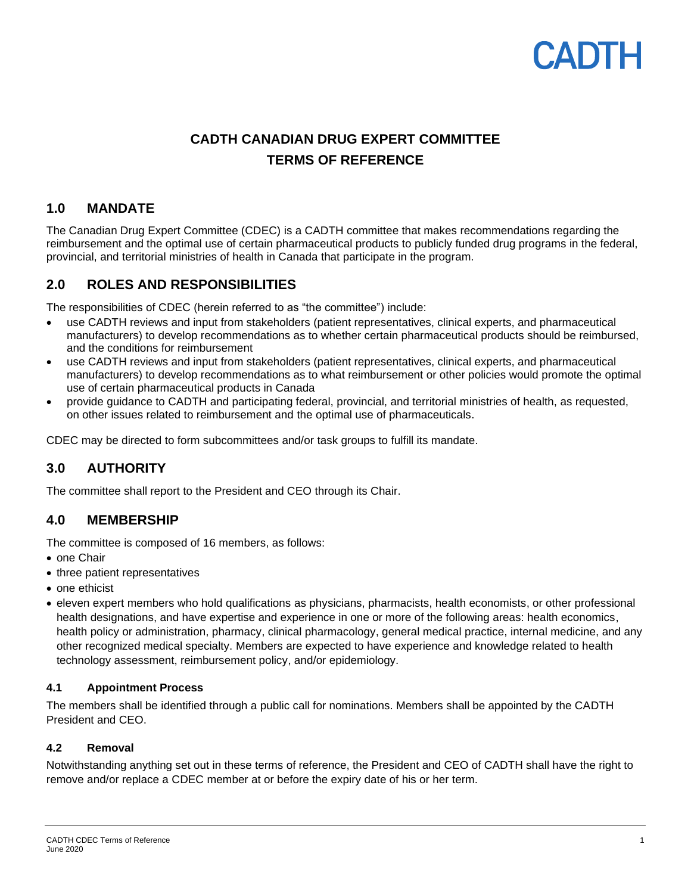# CADTH CANADIAN DRUG EXPERT COMMITTEE TERMS OF REFERENCE

## 1.0 MANDATE

The Canadian Drug Expert Committee (CDEC) is a CADTH committee that makes recommendations regarding the reimbursement and the optimal use of certain pharmaceutical products to publicly funded drug programs in the federal, provincial, and territorial ministries of health in Canada that participate in the program.

## 2.0 ROLES AND RESPONSIBILITIES

The responsibilities of CDEC (herein referred to as "the committee") include:

- use CADTH reviews and input from stakeholders (patient representatives, clinical experts, and pharmaceutical manufacturers) to develop recommendations as to whether certain pharmaceutical products should be reimbursed, and the conditions for reimbursement
- use CADTH reviews and input from stakeholders (patient representatives, clinical experts, and pharmaceutical manufacturers) to develop recommendations as to what reimbursement or other policies would promote the optimal use of certain pharmaceutical products in Canada
- provide guidance to CADTH and participating federal, provincial, and territorial ministries of health, as requested, on other issues related to reimbursement and the optimal use of pharmaceuticals.

CDEC may be directed to form subcommittees and/or task groups to fulfill its mandate.

## 3.0 AUTHORITY

The committee shall report to the President and CEO through its Chair.

## 4.0 MEMBERSHIP

The committee is composed of 16 members, as follows:

- one Chair
- three patient representatives
- one ethicist
- eleven expert members who hold qualifications as physicians, pharmacists, health economists, or other professional health designations, and have expertise and experience in one or more of the following areas: health economics, health policy or administration, pharmacy, clinical pharmacology, general medical practice, internal medicine, and any other recognized medical specialty. Members are expected to have experience and knowledge related to health technology assessment, reimbursement policy, and/or epidemiology.

### 4.1 Appointment Process

The members shall be identified through a public call for nominations. Members shall be appointed by the CADTH President and CEO.

### 4.2 Removal

Notwithstanding anything set out in these terms of reference, the President and CEO of CADTH shall have the right to remove and/or replace a CDEC member at or before the expiry date of his or her term.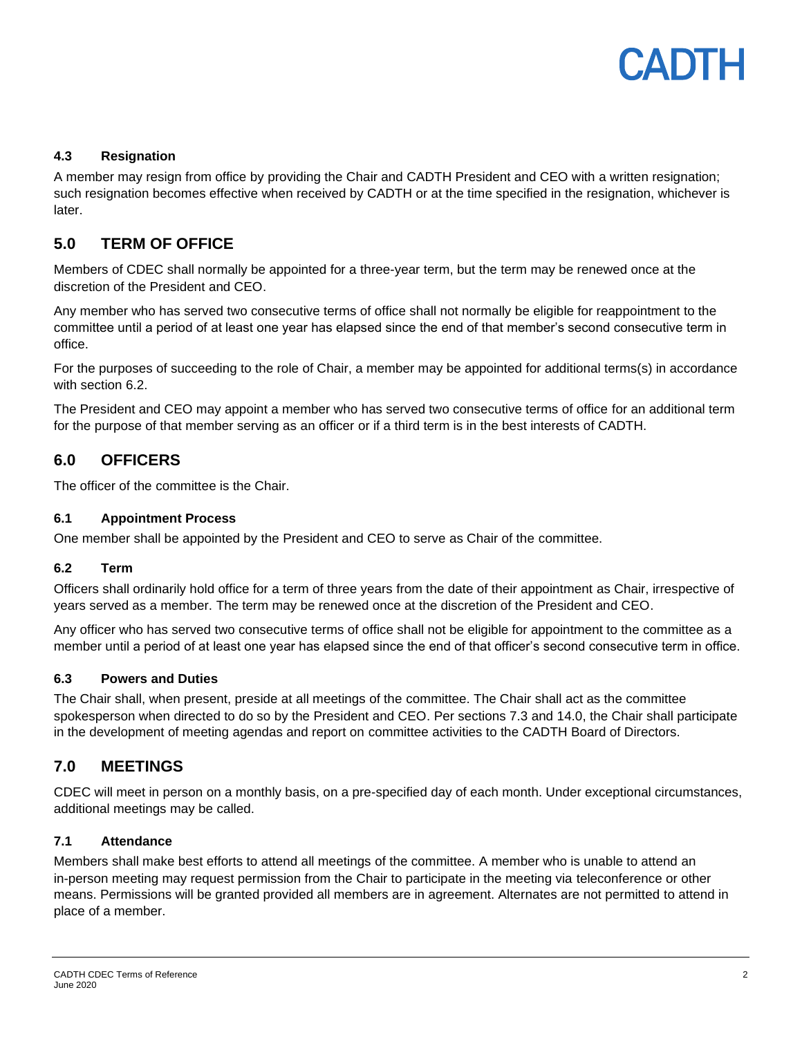### 4.3 Resignation

A member may resign from office by providing the Chair and CADTH President and CEO with a written resignation; such resignation becomes effective when received by CADTH or at the time specified in the resignation, whichever is later.

## 5.0 TERM OF OFFICE

Members of CDEC shall normally be appointed for a three-year term, but the term may be renewed once at the discretion of the President and CEO.

Any member who has served two consecutive terms of office shall not normally be eligible for reappointment to the committee until a period of at least one year has elapsed since the end of that member's second consecutive term in office.

For the purposes of succeeding to the role of Chair, a member may be appointed for additional terms(s) in accordance with section 6.2.

The President and CEO may appoint a member who has served two consecutive terms of office for an additional term for the purpose of that member serving as an officer or if a third term is in the best interests of CADTH.

## 6.0 OFFICERS

The officer of the committee is the Chair.

### 6.1 Appointment Process

One member shall be appointed by the President and CEO to serve as Chair of the committee.

### 6.2 Term

Officers shall ordinarily hold office for a term of three years from the date of their appointment as Chair, irrespective of years served as a member. The term may be renewed once at the discretion of the President and CEO.

Any officer who has served two consecutive terms of office shall not be eligible for appointment to the committee as a member until a period of at least one year has elapsed since the end of that officer's second consecutive term in office.

### 6.3 Powers and Duties

The Chair shall, when present, preside at all meetings of the committee. The Chair shall act as the committee spokesperson when directed to do so by the President and CEO. Per sections 7.3 and 14.0, the Chair shall participate in the development of meeting agendas and report on committee activities to the CADTH Board of Directors.

## 7.0 MEETINGS

CDEC will meet in person on a monthly basis, on a pre-specified day of each month. Under exceptional circumstances, additional meetings may be called.

### 7.1 Attendance

Members shall make best efforts to attend all meetings of the committee. A member who is unable to attend an in-person meeting may request permission from the Chair to participate in the meeting via teleconference or other means. Permissions will be granted provided all members are in agreement. Alternates are not permitted to attend in place of a member.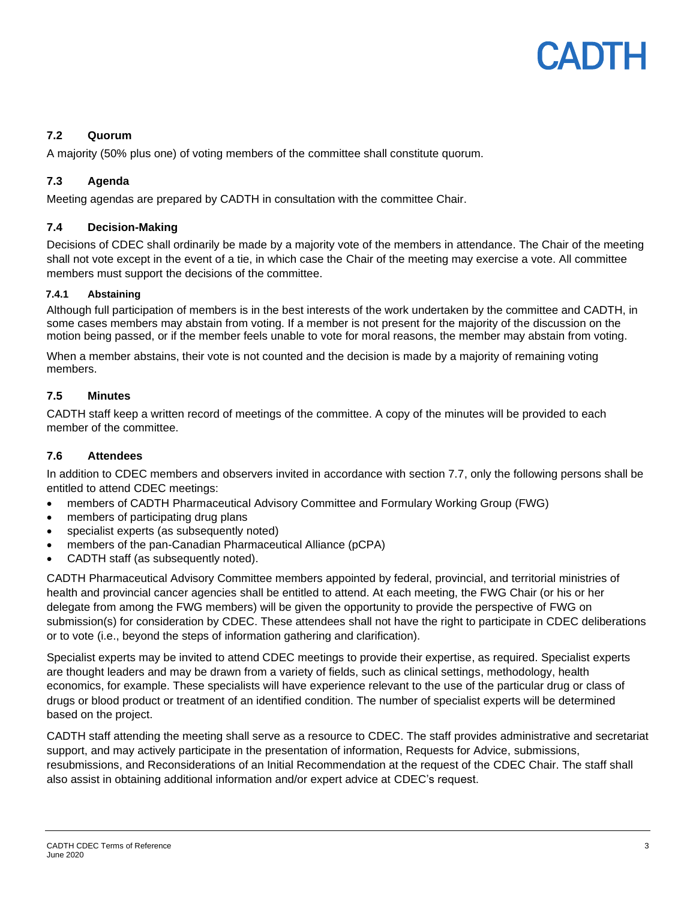### 7.2 Quorum

A majority (50% plus one) of voting members of the committee shall constitute quorum.

### 7.3 Agenda

Meeting agendas are prepared by CADTH in consultation with the committee Chair.

### 7.4 Decision-Making

Decisions of CDEC shall ordinarily be made by a majority vote of the members in attendance. The Chair of the meeting shall not vote except in the event of a tie, in which case the Chair of the meeting may exercise a vote. All committee members must support the decisions of the committee.

#### 7.4.1 Abstaining

Although full participation of members is in the best interests of the work undertaken by the committee and CADTH, in some cases members may abstain from voting. If a member is not present for the majority of the discussion on the motion being passed, or if the member feels unable to vote for moral reasons, the member may abstain from voting.

When a member abstains, their vote is not counted and the decision is made by a majority of remaining voting members.

### 7.5 Minutes

CADTH staff keep a written record of meetings of the committee. A copy of the minutes will be provided to each member of the committee.

### 7.6 Attendees

In addition to CDEC members and observers invited in accordance with section 7.7, only the following persons shall be entitled to attend CDEC meetings:

- members of CADTH Pharmaceutical Advisory Committee and Formulary Working Group (FWG)
- members of participating drug plans
- specialist experts (as subsequently noted)
- members of the pan-Canadian Pharmaceutical Alliance (pCPA)
- CADTH staff (as subsequently noted).

CADTH Pharmaceutical Advisory Committee members appointed by federal, provincial, and territorial ministries of health and provincial cancer agencies shall be entitled to attend. At each meeting, the FWG Chair (or his or her delegate from among the FWG members) will be given the opportunity to provide the perspective of FWG on submission(s) for consideration by CDEC. These attendees shall not have the right to participate in CDEC deliberations or to vote (i.e., beyond the steps of information gathering and clarification).

Specialist experts may be invited to attend CDEC meetings to provide their expertise, as required. Specialist experts are thought leaders and may be drawn from a variety of fields, such as clinical settings, methodology, health economics, for example. These specialists will have experience relevant to the use of the particular drug or class of drugs or blood product or treatment of an identified condition. The number of specialist experts will be determined based on the project.

CADTH staff attending the meeting shall serve as a resource to CDEC. The staff provides administrative and secretariat support, and may actively participate in the presentation of information, Requests for Advice, submissions, resubmissions, and Reconsiderations of an Initial Recommendation at the request of the CDEC Chair. The staff shall also assist in obtaining additional information and/or expert advice at CDEC's request.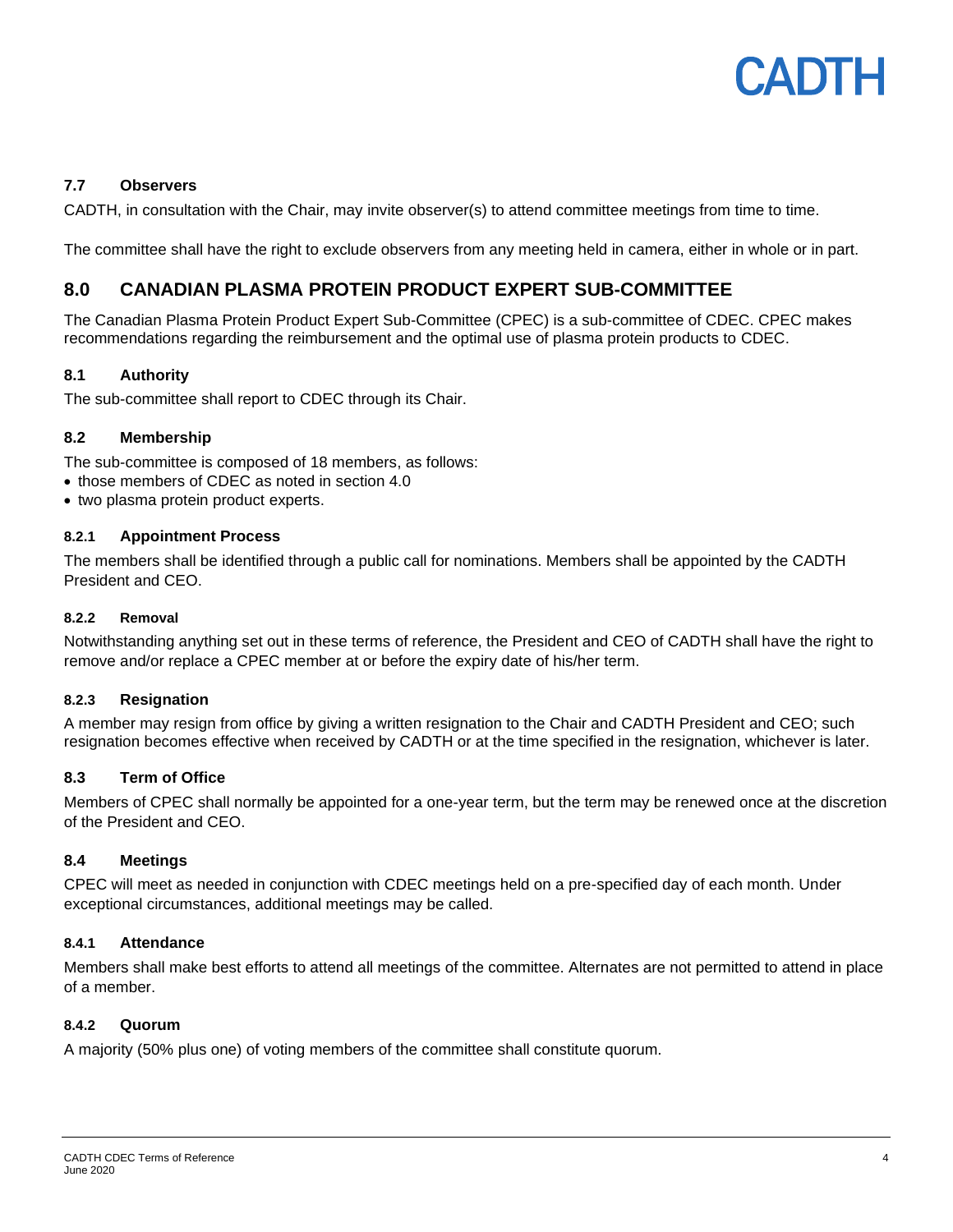### 7.7 Observers

CADTH, in consultation with the Chair, may invite observer(s) to attend committee meetings from time to time.

The committee shall have the right to exclude observers from any meeting held in camera, either in whole or in part.

## 8.0 CANADIAN PLASMA PROTEIN PRODUCT EXPERT SUB-COMMITTEE

The Canadian Plasma Protein Product Expert Sub-Committee (CPEC) is a sub-committee of CDEC. CPEC makes recommendations regarding the reimbursement and the optimal use of plasma protein products to CDEC.

### 8.1 Authority

The sub-committee shall report to CDEC through its Chair.

### 8.2 Membership

The sub-committee is composed of 18 members, as follows:

- those members of CDEC as noted in section 4.0
- two plasma protein product experts.

#### 8.2.1 Appointment Process

The members shall be identified through a public call for nominations. Members shall be appointed by the CADTH President and CEO.

#### 8.2.2 Removal

Notwithstanding anything set out in these terms of reference, the President and CEO of CADTH shall have the right to remove and/or replace a CPEC member at or before the expiry date of his/her term.

#### 8.2.3 Resignation

A member may resign from office by giving a written resignation to the Chair and CADTH President and CEO; such resignation becomes effective when received by CADTH or at the time specified in the resignation, whichever is later.

### 8.3 Term of Office

Members of CPEC shall normally be appointed for a one-year term, but the term may be renewed once at the discretion of the President and CEO.

### 8.4 Meetings

CPEC will meet as needed in conjunction with CDEC meetings held on a pre-specified day of each month. Under exceptional circumstances, additional meetings may be called.

#### 8.4.1 Attendance

Members shall make best efforts to attend all meetings of the committee. Alternates are not permitted to attend in place of a member.

#### 8.4.2 Quorum

A majority (50% plus one) of voting members of the committee shall constitute quorum.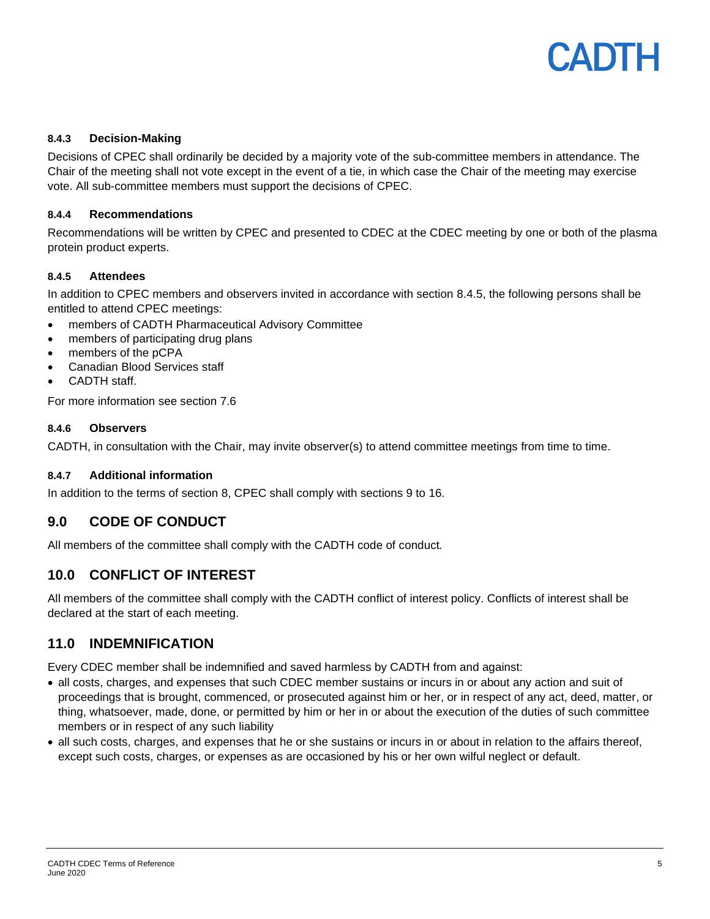#### 8.4.3 Decision-Making

Decisions of CPEC shall ordinarily be decided by a majority vote of the sub-committee members in attendance. The Chair of the meeting shall not vote except in the event of a tie, in which case the Chair of the meeting may exercise vote. All sub-committee members must support the decisions of CPEC.

#### 8.4.4 Recommendations

Recommendations will be written by CPEC and presented to CDEC at the CDEC meeting by one or both of the plasma protein product experts.

#### 8.4.5 Attendees

In addition to CPEC members and observers invited in accordance with section 8.4.5, the following persons shall be entitled to attend CPEC meetings:

- members of CADTH Pharmaceutical Advisory Committee
- members of participating drug plans
- members of the pCPA
- Canadian Blood Services staff
- CADTH staff.

For more information see section 7.6

#### 8.4.6 Observers

CADTH, in consultation with the Chair, may invite observer(s) to attend committee meetings from time to time.

#### 8.4.7 Additional information

In addition to the terms of section 8, CPEC shall comply with sections 9 to 16.

## 9.0 CODE OF CONDUCT

All members of the committee shall comply with the CADTH code of conduct*.*

## 10.0 CONFLICT OF INTEREST

All members of the committee shall comply with the CADTH conflict of interest policy. Conflicts of interest shall be declared at the start of each meeting.

## 11.0 INDEMNIFICATION

Every CDEC member shall be indemnified and saved harmless by CADTH from and against:

- all costs, charges, and expenses that such CDEC member sustains or incurs in or about any action and suit of proceedings that is brought, commenced, or prosecuted against him or her, or in respect of any act, deed, matter, or thing, whatsoever, made, done, or permitted by him or her in or about the execution of the duties of such committee members or in respect of any such liability
- all such costs, charges, and expenses that he or she sustains or incurs in or about in relation to the affairs thereof, except such costs, charges, or expenses as are occasioned by his or her own wilful neglect or default.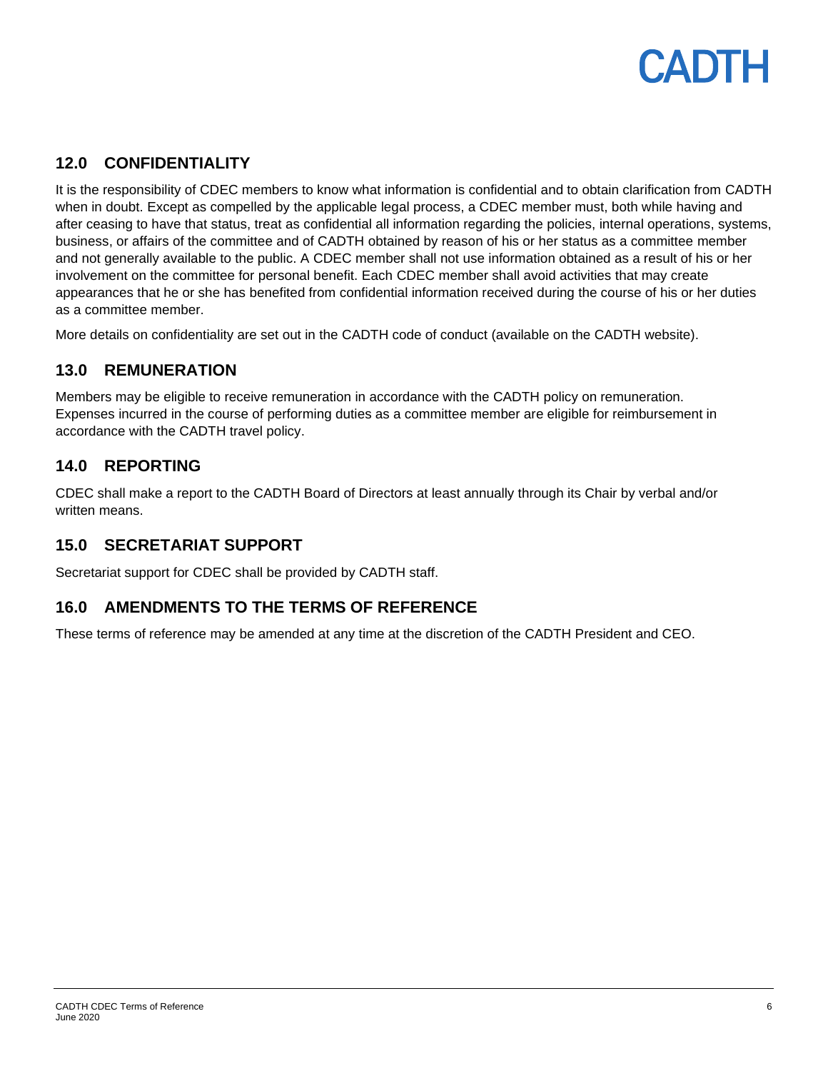## 12.0 CONFIDENTIALITY

It is the responsibility of CDEC members to know what information is confidential and to obtain clarification from CADTH when in doubt. Except as compelled by the applicable legal process, a CDEC member must, both while having and after ceasing to have that status, treat as confidential all information regarding the policies, internal operations, systems, business, or affairs of the committee and of CADTH obtained by reason of his or her status as a committee member and not generally available to the public. A CDEC member shall not use information obtained as a result of his or her involvement on the committee for personal benefit. Each CDEC member shall avoid activities that may create appearances that he or she has benefited from confidential information received during the course of his or her duties as a committee member.

More details on confidentiality are set out in the CADTH code of conduct (available on the CADTH website).

## 13.0 REMUNERATION

Members may be eligible to receive remuneration in accordance with the CADTH policy on remuneration. Expenses incurred in the course of performing duties as a committee member are eligible for reimbursement in accordance with the CADTH travel policy.

## 14.0 REPORTING

CDEC shall make a report to the CADTH Board of Directors at least annually through its Chair by verbal and/or written means.

## 15.0 SECRETARIAT SUPPORT

Secretariat support for CDEC shall be provided by CADTH staff.

## 16.0 AMENDMENTS TO THE TERMS OF REFERENCE

These terms of reference may be amended at any time at the discretion of the CADTH President and CEO.